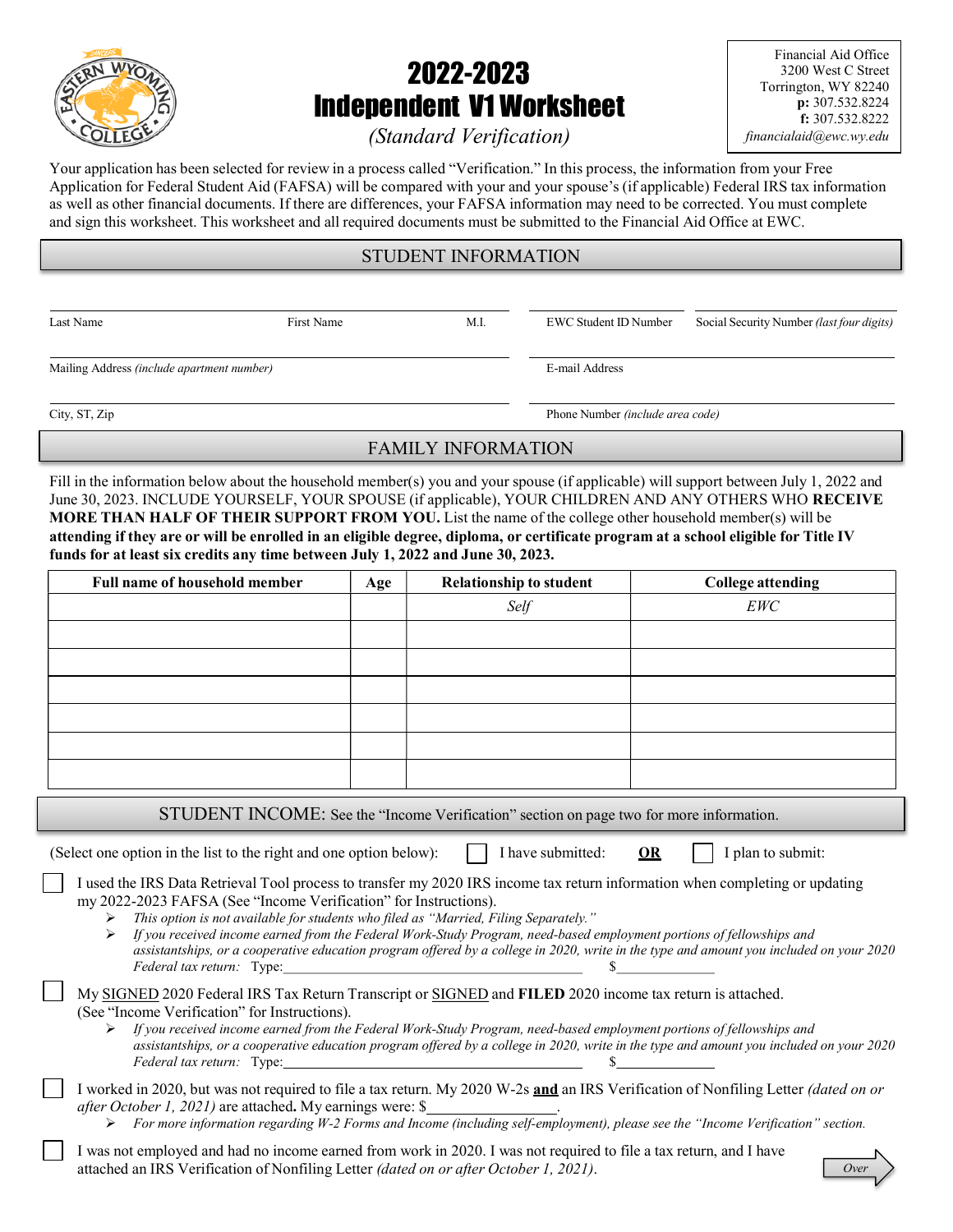# 2022-2023 Independent V1 Worksheet

*(Standard Verification)*

Financial Aid Office
3200 West C Street
Torrington, WY 82240
**p:** 307.532.8224
**f:** 307.532.8222
*financialaid@ewc.wy.edu*

Your application has been selected for review in a process called "Verification." In this process, the information from your Free Application for Federal Student Aid (FAFSA) will be compared with your and your spouse's (if applicable) Federal IRS tax information as well as other financial documents. If there are differences, your FAFSA information may need to be corrected. You must complete and sign this worksheet. This worksheet and all required documents must be submitted to the Financial Aid Office at EWC.

## STUDENT INFORMATION

Last Name ______ First Name ______ M.I. ______ EWC Student ID Number ______ Social Security Number *(last four digits)* ______

Mailing Address *(include apartment number)* ______ E-mail Address ______

City, ST, Zip ______ Phone Number *(include area code)* ______

## FAMILY INFORMATION

Fill in the information below about the household member(s) you and your spouse (if applicable) will support between July 1, 2022 and June 30, 2023. INCLUDE YOURSELF, YOUR SPOUSE (if applicable), YOUR CHILDREN AND ANY OTHERS WHO **RECEIVE MORE THAN HALF OF THEIR SUPPORT FROM YOU.** List the name of the college other household member(s) will be **attending if they are or will be enrolled in an eligible degree, diploma, or certificate program at a school eligible for Title IV funds for at least six credits any time between July 1, 2022 and June 30, 2023.**

| Full name of household member | Age | Relationship to student | College attending |
|---|---|---|---|
| | | *Self* | *EWC* |
| | | | |
| | | | |
| | | | |
| | | | |
| | | | |
| | | | |

## STUDENT INCOME: See the "Income Verification" section on page two for more information.

(Select one option in the list to the right and one option below): ☐ I have submitted: **OR** ☐ I plan to submit:

☐ I used the IRS Data Retrieval Tool process to transfer my 2020 IRS income tax return information when completing or updating my 2022-2023 FAFSA (See "Income Verification" for Instructions).

- *This option is not available for students who filed as "Married, Filing Separately."*
- *If you received income earned from the Federal Work-Study Program, need-based employment portions of fellowships and assistantships, or a cooperative education program offered by a college in 2020, write in the type and amount you included on your 2020 Federal tax return:* Type:______________________ $______________

☐ My SIGNED 2020 Federal IRS Tax Return Transcript or SIGNED and **FILED** 2020 income tax return is attached. (See "Income Verification" for Instructions).

- *If you received income earned from the Federal Work-Study Program, need-based employment portions of fellowships and assistantships, or a cooperative education program offered by a college in 2020, write in the type and amount you included on your 2020 Federal tax return:* Type:______________________ $______________

☐ I worked in 2020, but was not required to file a tax return. My 2020 W-2s **and** an IRS Verification of Nonfiling Letter *(dated on or after October 1, 2021)* are attached**.** My earnings were: $________________.

- *For more information regarding W-2 Forms and Income (including self-employment), please see the "Income Verification" section.*

☐ I was not employed and had no income earned from work in 2020. I was not required to file a tax return, and I have attached an IRS Verification of Nonfiling Letter *(dated on or after October 1, 2021)*.

*Over*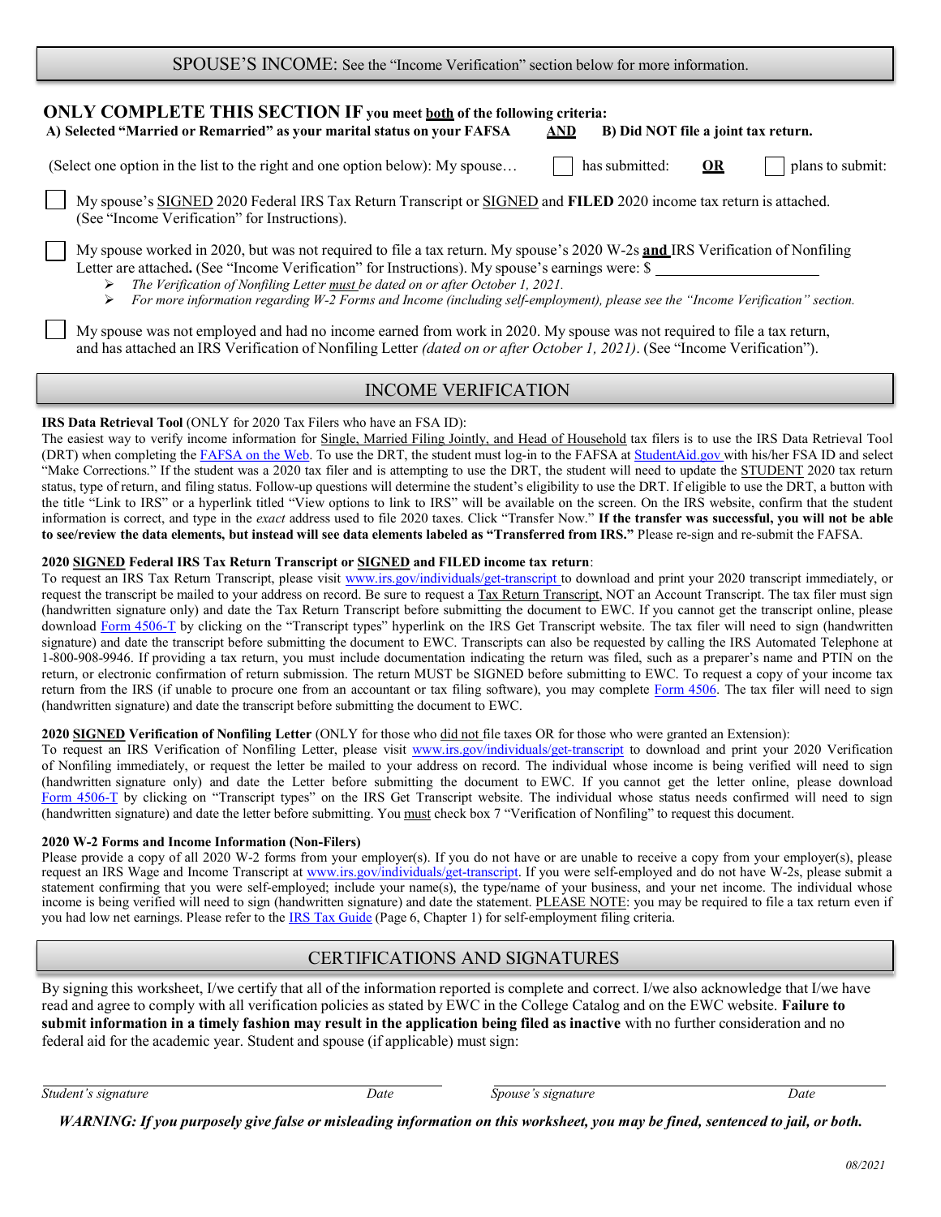## SPOUSE'S INCOME: See the "Income Verification" section below for more information.

**ONLY COMPLETE THIS SECTION IF you meet both of the following criteria:**
**A) Selected "Married or Remarried" as your marital status on your FAFSA AND B) Did NOT file a joint tax return.**

(Select one option in the list to the right and one option below): My spouse… ☐ has submitted: **OR** ☐ plans to submit:

☐ My spouse's SIGNED 2020 Federal IRS Tax Return Transcript or SIGNED and **FILED** 2020 income tax return is attached. (See "Income Verification" for Instructions).

☐ My spouse worked in 2020, but was not required to file a tax return. My spouse's 2020 W-2s **and** IRS Verification of Nonfiling Letter are attached**.** (See "Income Verification" for Instructions). My spouse's earnings were: $ ____________________

- *The Verification of Nonfiling Letter must be dated on or after October 1, 2021.*
- *For more information regarding W-2 Forms and Income (including self-employment), please see the "Income Verification" section.*

☐ My spouse was not employed and had no income earned from work in 2020. My spouse was not required to file a tax return, and has attached an IRS Verification of Nonfiling Letter *(dated on or after October 1, 2021)*. (See "Income Verification").

## INCOME VERIFICATION

**IRS Data Retrieval Tool** (ONLY for 2020 Tax Filers who have an FSA ID):
The easiest way to verify income information for Single, Married Filing Jointly, and Head of Household tax filers is to use the IRS Data Retrieval Tool (DRT) when completing the FAFSA on the Web. To use the DRT, the student must log-in to the FAFSA at StudentAid.gov with his/her FSA ID and select "Make Corrections." If the student was a 2020 tax filer and is attempting to use the DRT, the student will need to update the STUDENT 2020 tax return status, type of return, and filing status. Follow-up questions will determine the student's eligibility to use the DRT. If eligible to use the DRT, a button with the title "Link to IRS" or a hyperlink titled "View options to link to IRS" will be available on the screen. On the IRS website, confirm that the student information is correct, and type in the *exact* address used to file 2020 taxes. Click "Transfer Now." **If the transfer was successful, you will not be able to see/review the data elements, but instead will see data elements labeled as "Transferred from IRS."** Please re-sign and re-submit the FAFSA.

**2020 SIGNED Federal IRS Tax Return Transcript or SIGNED and FILED income tax return**:
To request an IRS Tax Return Transcript, please visit www.irs.gov/individuals/get-transcript to download and print your 2020 transcript immediately, or request the transcript be mailed to your address on record. Be sure to request a Tax Return Transcript, NOT an Account Transcript. The tax filer must sign (handwritten signature only) and date the Tax Return Transcript before submitting the document to EWC. If you cannot get the transcript online, please download Form 4506-T by clicking on the "Transcript types" hyperlink on the IRS Get Transcript website. The tax filer will need to sign (handwritten signature) and date the transcript before submitting the document to EWC. Transcripts can also be requested by calling the IRS Automated Telephone at 1-800-908-9946. If providing a tax return, you must include documentation indicating the return was filed, such as a preparer's name and PTIN on the return, or electronic confirmation of return submission. The return MUST be SIGNED before submitting to EWC. To request a copy of your income tax return from the IRS (if unable to procure one from an accountant or tax filing software), you may complete Form 4506. The tax filer will need to sign (handwritten signature) and date the transcript before submitting the document to EWC.

**2020 SIGNED Verification of Nonfiling Letter** (ONLY for those who did not file taxes OR for those who were granted an Extension):
To request an IRS Verification of Nonfiling Letter, please visit www.irs.gov/individuals/get-transcript to download and print your 2020 Verification of Nonfiling immediately, or request the letter be mailed to your address on record. The individual whose income is being verified will need to sign (handwritten signature only) and date the Letter before submitting the document to EWC. If you cannot get the letter online, please download Form 4506-T by clicking on "Transcript types" on the IRS Get Transcript website. The individual whose status needs confirmed will need to sign (handwritten signature) and date the letter before submitting. You must check box 7 "Verification of Nonfiling" to request this document.

**2020 W-2 Forms and Income Information (Non-Filers)**
Please provide a copy of all 2020 W-2 forms from your employer(s). If you do not have or are unable to receive a copy from your employer(s), please request an IRS Wage and Income Transcript at www.irs.gov/individuals/get-transcript. If you were self-employed and do not have W-2s, please submit a statement confirming that you were self-employed; include your name(s), the type/name of your business, and your net income. The individual whose income is being verified will need to sign (handwritten signature) and date the statement. PLEASE NOTE: you may be required to file a tax return even if you had low net earnings. Please refer to the IRS Tax Guide (Page 6, Chapter 1) for self-employment filing criteria.

## CERTIFICATIONS AND SIGNATURES

By signing this worksheet, I/we certify that all of the information reported is complete and correct. I/we also acknowledge that I/we have read and agree to comply with all verification policies as stated by EWC in the College Catalog and on the EWC website. **Failure to submit information in a timely fashion may result in the application being filed as inactive** with no further consideration and no federal aid for the academic year. Student and spouse (if applicable) must sign:

| | | | |
|---|---|---|---|
| *Student's signature* | *Date* | *Spouse's signature* | *Date* |

***WARNING: If you purposely give false or misleading information on this worksheet, you may be fined, sentenced to jail, or both.***

*08/2021*